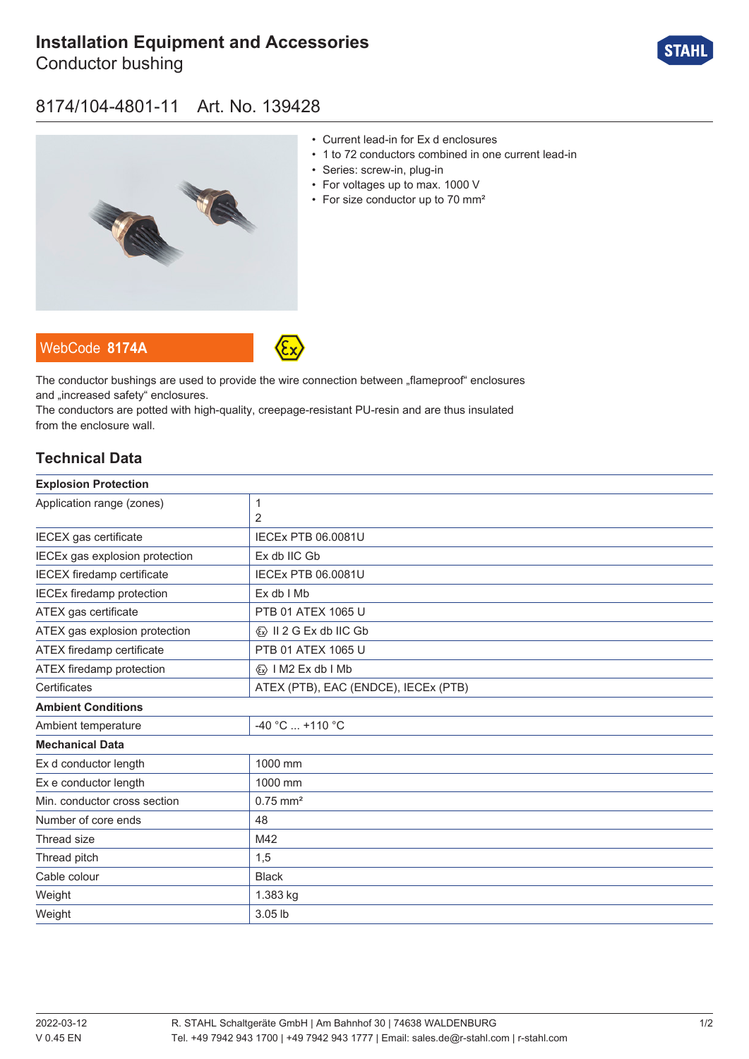# Installation Equipment and Accessories

## Conductor bushing

### 8174/104-4801-11 Art. No. 139428

- Current lead-in for Ex d enclosures
- 1 to 72 conductors combined in one current lead-in
- Series: screw-in, plug-in
- For voltages up to max. 1000 V
- For size conductor up to 70 mm²

WebCode **8174A**

The conductor bushings are used to provide the wire connection between „flameproof" enclosures and „increased safety" enclosures.
The conductors are potted with high-quality, creepage-resistant PU-resin and are thus insulated from the enclosure wall.

## Technical Data

| **Explosion Protection** | |
|---|---|
| Application range (zones) | 1<br>2 |
| IECEX gas certificate | IECEx PTB 06.0081U |
| IECEx gas explosion protection | Ex db IIC Gb |
| IECEX firedamp certificate | IECEx PTB 06.0081U |
| IECEx firedamp protection | Ex db I Mb |
| ATEX gas certificate | PTB 01 ATEX 1065 U |
| ATEX gas explosion protection | Ex II 2 G Ex db IIC Gb |
| ATEX firedamp certificate | PTB 01 ATEX 1065 U |
| ATEX firedamp protection | Ex I M2 Ex db I Mb |
| Certificates | ATEX (PTB), EAC (ENDCE), IECEx (PTB) |
| **Ambient Conditions** | |
| Ambient temperature | -40 °C ... +110 °C |
| **Mechanical Data** | |
| Ex d conductor length | 1000 mm |
| Ex e conductor length | 1000 mm |
| Min. conductor cross section | 0.75 mm² |
| Number of core ends | 48 |
| Thread size | M42 |
| Thread pitch | 1,5 |
| Cable colour | Black |
| Weight | 1.383 kg |
| Weight | 3.05 lb |

2022-03-12
V 0.45 EN

R. STAHL Schaltgeräte GmbH | Am Bahnhof 30 | 74638 WALDENBURG
Tel. +49 7942 943 1700 | +49 7942 943 1777 | Email: sales.de@r-stahl.com | r-stahl.com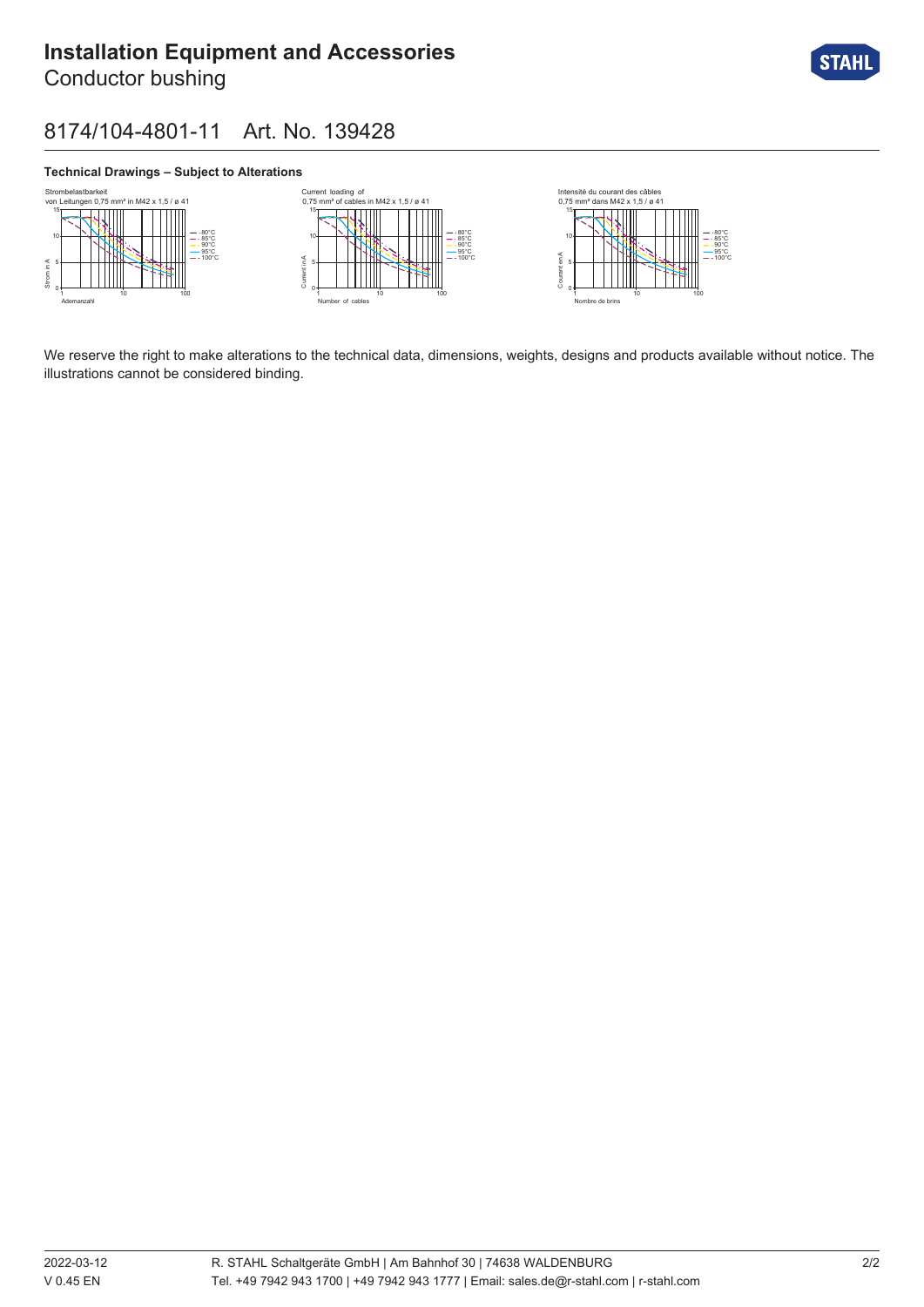# Installation Equipment and Accessories

Conductor bushing

## 8174/104-4801-11 Art. No. 139428

**Technical Drawings – Subject to Alterations**

Strombelastbarkeit
von Leitungen 0,75 mm² in M42 x 1,5 / ø 41

15
10
5
0
Strom in A
1
10
100
Aderanzahl

80°C
85°C
90°C
95°C
100°C

Current loading of
0,75 mm² of cables in M42 x 1,5 / ø 41

15
10
5
0
Current in A
1
10
100
Number of cables

80°C
85°C
90°C
95°C
100°C

Intensité du courant des câbles
0,75 mm² dans M42 x 1,5 / ø 41

15
10
5
0
Courant en A
1
10
100
Nombre de brins

80°C
85°C
90°C
95°C
100°C

We reserve the right to make alterations to the technical data, dimensions, weights, designs and products available without notice. The illustrations cannot be considered binding.

2022-03-12
V 0.45 EN

R. STAHL Schaltgeräte GmbH | Am Bahnhof 30 | 74638 WALDENBURG
Tel. +49 7942 943 1700 | +49 7942 943 1777 | Email: sales.de@r-stahl.com | r-stahl.com